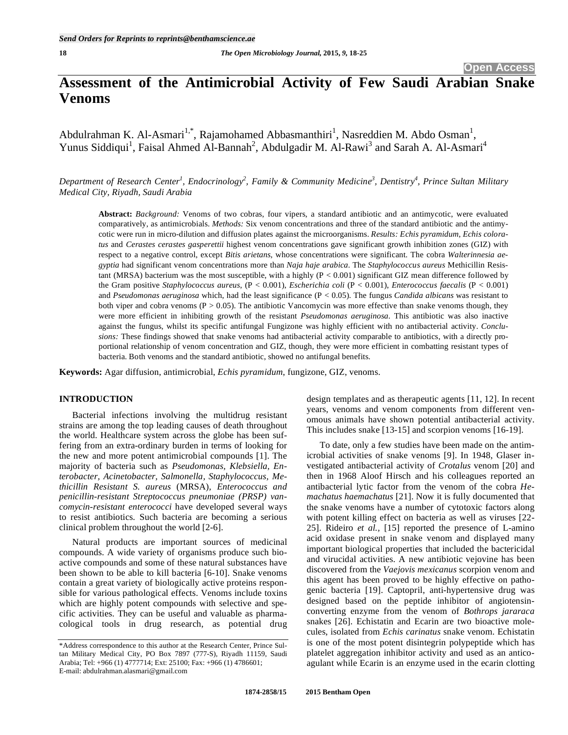# Assessment of the Antimicrobial Activity of Few Saudi Arabian Snake Venoms

Abdulrahman K. Al-Asmari[1,*], Rajamohamed Abbasmanthiri[1], Nasreddien M. Abdo Osman[1], Yunus Siddiqui[1], Faisal Ahmed Al-Bannah[2], Abdulgadir M. Al-Rawi[3] and Sarah A. Al-Asmari[4]

*Department of Research Center[1], Endocrinology[2], Family & Community Medicine[3], Dentistry[4], Prince Sultan Military Medical City, Riyadh, Saudi Arabia*

**Abstract:** *Background:* Venoms of two cobras, four vipers, a standard antibiotic and an antimycotic, were evaluated comparatively, as antimicrobials. *Methods:* Six venom concentrations and three of the standard antibiotic and the antimycotic were run in micro-dilution and diffusion plates against the microorganisms. *Results: Echis pyramidum, Echis coloratus* and *Cerastes cerastes gasperettii* highest venom concentrations gave significant growth inhibition zones (GIZ) with respect to a negative control, except *Bitis arietans*, whose concentrations were significant. The cobra *Walterinnesia aegyptia* had significant venom concentrations more than *Naja haje arabica*. The *Staphylococcus aureus* Methicillin Resistant (MRSA) bacterium was the most susceptible, with a highly ($P < 0.001$) significant GIZ mean difference followed by the Gram positive *Staphylococcus aureus*, ($P < 0.001$), *Escherichia coli* ($P < 0.001$), *Enterococcus faecalis* ($P < 0.001$) and *Pseudomonas aeruginosa* which, had the least significance ($P < 0.05$). The fungus *Candida albicans* was resistant to both viper and cobra venoms ($P > 0.05$). The antibiotic Vancomycin was more effective than snake venoms though, they were more efficient in inhibiting growth of the resistant *Pseudomonas aeruginosa*. This antibiotic was also inactive against the fungus, whilst its specific antifungal Fungizone was highly efficient with no antibacterial activity. *Conclusions:* These findings showed that snake venoms had antibacterial activity comparable to antibiotics, with a directly proportional relationship of venom concentration and GIZ, though, they were more efficient in combatting resistant types of bacteria. Both venoms and the standard antibiotic, showed no antifungal benefits.

**Keywords:** Agar diffusion, antimicrobial, *Echis pyramidum*, fungizone, GIZ, venoms.

## INTRODUCTION

Bacterial infections involving the multidrug resistant strains are among the top leading causes of death throughout the world. Healthcare system across the globe has been suffering from an extra-ordinary burden in terms of looking for the new and more potent antimicrobial compounds [1]. The majority of bacteria such as *Pseudomonas, Klebsiella, Enterobacter, Acinetobacter, Salmonella, Staphylococcus, Methicillin Resistant S. aureus* (MRSA), *Enterococcus and penicillin-resistant Streptococcus pneumoniae (PRSP) vancomycin-resistant enterococci* have developed several ways to resist antibiotics. Such bacteria are becoming a serious clinical problem throughout the world [2-6].

Natural products are important sources of medicinal compounds. A wide variety of organisms produce such bioactive compounds and some of these natural substances have been shown to be able to kill bacteria [6-10]. Snake venoms contain a great variety of biologically active proteins responsible for various pathological effects. Venoms include toxins which are highly potent compounds with selective and specific activities. They can be useful and valuable as pharmacological tools in drug research, as potential drug design templates and as therapeutic agents [11, 12]. In recent years, venoms and venom components from different venomous animals have shown potential antibacterial activity. This includes snake [13-15] and scorpion venoms [16-19].

To date, only a few studies have been made on the antimicrobial activities of snake venoms [9]. In 1948, Glaser investigated antibacterial activity of *Crotalus* venom [20] and then in 1968 Aloof Hirsch and his colleagues reported an antibacterial lytic factor from the venom of the cobra *Hemachatus haemachatus* [21]. Now it is fully documented that the snake venoms have a number of cytotoxic factors along with potent killing effect on bacteria as well as viruses [22-25]. Rideiro *et al.,* [15] reported the presence of L-amino acid oxidase present in snake venom and displayed many important biological properties that included the bactericidal and virucidal activities. A new antibiotic vejovine has been discovered from the *Vaejovis mexicanus* scorpion venom and this agent has been proved to be highly effective on pathogenic bacteria [19]. Captopril, anti-hypertensive drug was designed based on the peptide inhibitor of angiotensin-converting enzyme from the venom of *Bothrops jararaca* snakes [26]. Echistatin and Ecarin are two bioactive molecules, isolated from *Echis carinatus* snake venom. Echistatin is one of the most potent disintegrin polypeptide which has platelet aggregation inhibitor activity and used as an anticoagulant while Ecarin is an enzyme used in the ecarin clotting

*Address correspondence to this author at the Research Center, Prince Sultan Military Medical City, PO Box 7897 (777-S), Riyadh 11159, Saudi Arabia; Tel: +966 (1) 4777714; Ext: 25100; Fax: +966 (1) 4786601; E-mail: abdulrahman.alasmari@gmail.com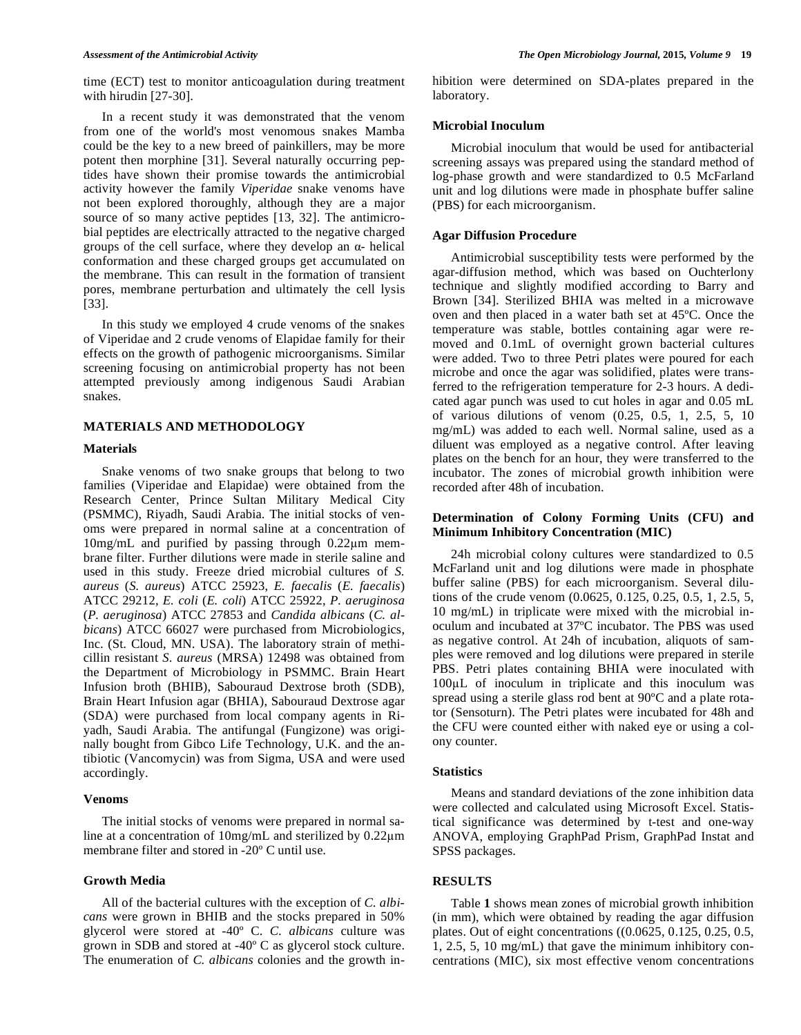time (ECT) test to monitor anticoagulation during treatment with hirudin [27-30].

In a recent study it was demonstrated that the venom from one of the world's most venomous snakes Mamba could be the key to a new breed of painkillers, may be more potent then morphine [31]. Several naturally occurring peptides have shown their promise towards the antimicrobial activity however the family *Viperidae* snake venoms have not been explored thoroughly, although they are a major source of so many active peptides [13, 32]. The antimicrobial peptides are electrically attracted to the negative charged groups of the cell surface, where they develop an α- helical conformation and these charged groups get accumulated on the membrane. This can result in the formation of transient pores, membrane perturbation and ultimately the cell lysis [33].

In this study we employed 4 crude venoms of the snakes of Viperidae and 2 crude venoms of Elapidae family for their effects on the growth of pathogenic microorganisms. Similar screening focusing on antimicrobial property has not been attempted previously among indigenous Saudi Arabian snakes.

## MATERIALS AND METHODOLOGY

### Materials

Snake venoms of two snake groups that belong to two families (Viperidae and Elapidae) were obtained from the Research Center, Prince Sultan Military Medical City (PSMMC), Riyadh, Saudi Arabia. The initial stocks of venoms were prepared in normal saline at a concentration of 10mg/mL and purified by passing through 0.22µm membrane filter. Further dilutions were made in sterile saline and used in this study. Freeze dried microbial cultures of *S. aureus* (*S. aureus*) ATCC 25923, *E. faecalis* (*E. faecalis*) ATCC 29212, *E. coli* (*E. coli*) ATCC 25922, *P. aeruginosa* (*P. aeruginosa*) ATCC 27853 and *Candida albicans* (*C. albicans*) ATCC 66027 were purchased from Microbiologics, Inc. (St. Cloud, MN. USA). The laboratory strain of methicillin resistant *S. aureus* (MRSA) 12498 was obtained from the Department of Microbiology in PSMMC. Brain Heart Infusion broth (BHIB), Sabouraud Dextrose broth (SDB), Brain Heart Infusion agar (BHIA), Sabouraud Dextrose agar (SDA) were purchased from local company agents in Riyadh, Saudi Arabia. The antifungal (Fungizone) was originally bought from Gibco Life Technology, U.K. and the antibiotic (Vancomycin) was from Sigma, USA and were used accordingly.

### Venoms

The initial stocks of venoms were prepared in normal saline at a concentration of 10mg/mL and sterilized by 0.22µm membrane filter and stored in -20º C until use.

### Growth Media

All of the bacterial cultures with the exception of *C. albicans* were grown in BHIB and the stocks prepared in 50% glycerol were stored at -40º C. *C. albicans* culture was grown in SDB and stored at -40º C as glycerol stock culture. The enumeration of *C. albicans* colonies and the growth inhibition were determined on SDA-plates prepared in the laboratory.

### Microbial Inoculum

Microbial inoculum that would be used for antibacterial screening assays was prepared using the standard method of log-phase growth and were standardized to 0.5 McFarland unit and log dilutions were made in phosphate buffer saline (PBS) for each microorganism.

### Agar Diffusion Procedure

Antimicrobial susceptibility tests were performed by the agar-diffusion method, which was based on Ouchterlony technique and slightly modified according to Barry and Brown [34]. Sterilized BHIA was melted in a microwave oven and then placed in a water bath set at 45ºC. Once the temperature was stable, bottles containing agar were removed and 0.1mL of overnight grown bacterial cultures were added. Two to three Petri plates were poured for each microbe and once the agar was solidified, plates were transferred to the refrigeration temperature for 2-3 hours. A dedicated agar punch was used to cut holes in agar and 0.05 mL of various dilutions of venom (0.25, 0.5, 1, 2.5, 5, 10 mg/mL) was added to each well. Normal saline, used as a diluent was employed as a negative control. After leaving plates on the bench for an hour, they were transferred to the incubator. The zones of microbial growth inhibition were recorded after 48h of incubation.

### Determination of Colony Forming Units (CFU) and Minimum Inhibitory Concentration (MIC)

24h microbial colony cultures were standardized to 0.5 McFarland unit and log dilutions were made in phosphate buffer saline (PBS) for each microorganism. Several dilutions of the crude venom (0.0625, 0.125, 0.25, 0.5, 1, 2.5, 5, 10 mg/mL) in triplicate were mixed with the microbial inoculum and incubated at 37ºC incubator. The PBS was used as negative control. At 24h of incubation, aliquots of samples were removed and log dilutions were prepared in sterile PBS. Petri plates containing BHIA were inoculated with 100µL of inoculum in triplicate and this inoculum was spread using a sterile glass rod bent at 90ºC and a plate rotator (Sensoturn). The Petri plates were incubated for 48h and the CFU were counted either with naked eye or using a colony counter.

### Statistics

Means and standard deviations of the zone inhibition data were collected and calculated using Microsoft Excel. Statistical significance was determined by t-test and one-way ANOVA, employing GraphPad Prism, GraphPad Instat and SPSS packages.

## RESULTS

Table **1** shows mean zones of microbial growth inhibition (in mm), which were obtained by reading the agar diffusion plates. Out of eight concentrations ((0.0625, 0.125, 0.25, 0.5, 1, 2.5, 5, 10 mg/mL) that gave the minimum inhibitory concentrations (MIC), six most effective venom concentrations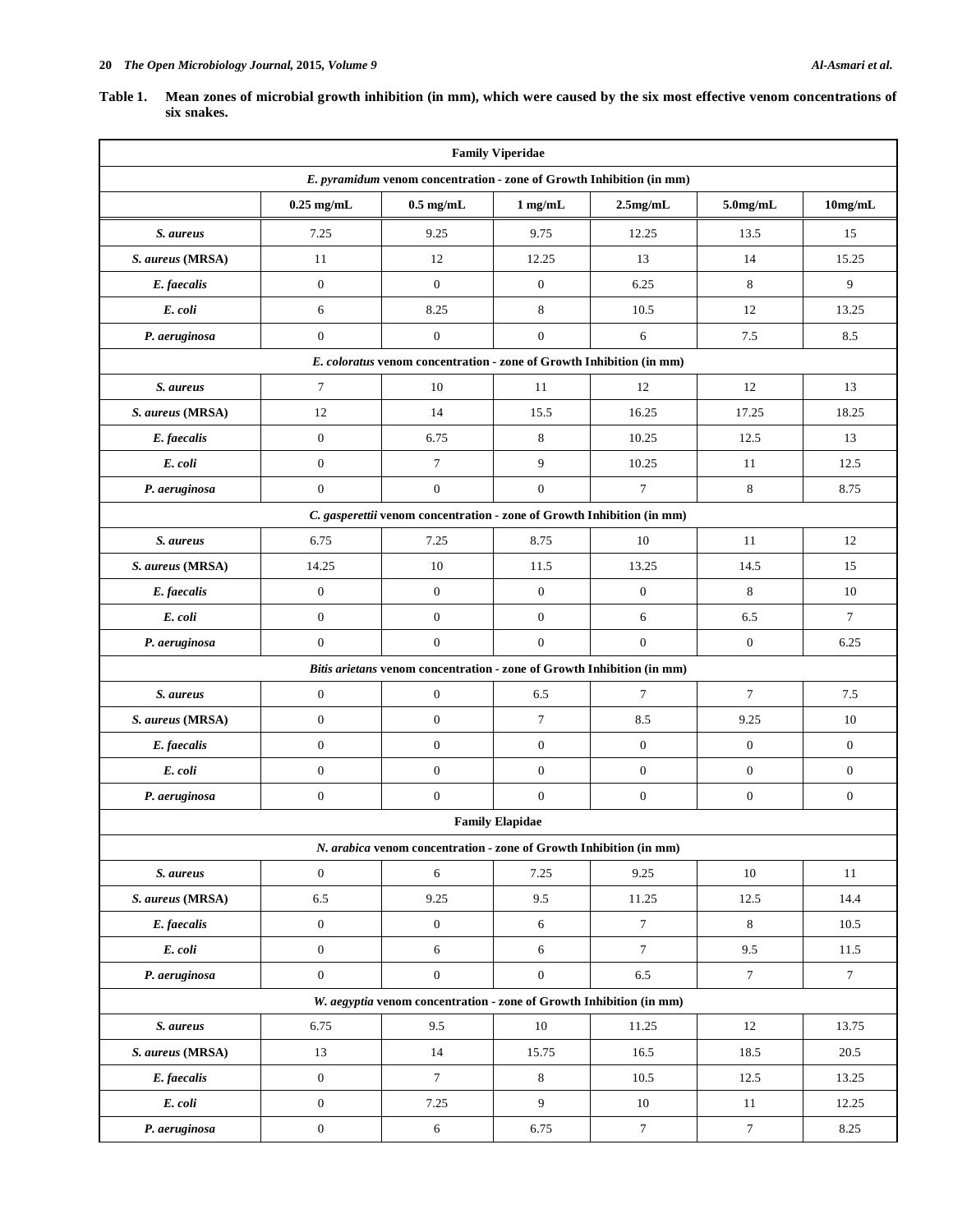**Table 1. Mean zones of microbial growth inhibition (in mm), which were caused by the six most effective venom concentrations of six snakes.**

| Family Viperidae | | | | | | |
|---|---|---|---|---|---|---|
| *E. pyramidum* venom concentration - zone of Growth Inhibition (in mm) | | | | | | |
| | **0.25 mg/mL** | **0.5 mg/mL** | **1 mg/mL** | **2.5mg/mL** | **5.0mg/mL** | **10mg/mL** |
| ***S. aureus*** | 7.25 | 9.25 | 9.75 | 12.25 | 13.5 | 15 |
| ***S. aureus* (MRSA)** | 11 | 12 | 12.25 | 13 | 14 | 15.25 |
| ***E. faecalis*** | 0 | 0 | 0 | 6.25 | 8 | 9 |
| ***E. coli*** | 6 | 8.25 | 8 | 10.5 | 12 | 13.25 |
| ***P. aeruginosa*** | 0 | 0 | 0 | 6 | 7.5 | 8.5 |
| *E. coloratus* venom concentration - zone of Growth Inhibition (in mm) | | | | | | |
| ***S. aureus*** | 7 | 10 | 11 | 12 | 12 | 13 |
| ***S. aureus* (MRSA)** | 12 | 14 | 15.5 | 16.25 | 17.25 | 18.25 |
| ***E. faecalis*** | 0 | 6.75 | 8 | 10.25 | 12.5 | 13 |
| ***E. coli*** | 0 | 7 | 9 | 10.25 | 11 | 12.5 |
| ***P. aeruginosa*** | 0 | 0 | 0 | 7 | 8 | 8.75 |
| *C. gasperettii* venom concentration - zone of Growth Inhibition (in mm) | | | | | | |
| ***S. aureus*** | 6.75 | 7.25 | 8.75 | 10 | 11 | 12 |
| ***S. aureus* (MRSA)** | 14.25 | 10 | 11.5 | 13.25 | 14.5 | 15 |
| ***E. faecalis*** | 0 | 0 | 0 | 0 | 8 | 10 |
| ***E. coli*** | 0 | 0 | 0 | 6 | 6.5 | 7 |
| ***P. aeruginosa*** | 0 | 0 | 0 | 0 | 0 | 6.25 |
| *Bitis arietans* venom concentration - zone of Growth Inhibition (in mm) | | | | | | |
| ***S. aureus*** | 0 | 0 | 6.5 | 7 | 7 | 7.5 |
| ***S. aureus* (MRSA)** | 0 | 0 | 7 | 8.5 | 9.25 | 10 |
| ***E. faecalis*** | 0 | 0 | 0 | 0 | 0 | 0 |
| ***E. coli*** | 0 | 0 | 0 | 0 | 0 | 0 |
| ***P. aeruginosa*** | 0 | 0 | 0 | 0 | 0 | 0 |
| **Family Elapidae** | | | | | | |
| *N. arabica* venom concentration - zone of Growth Inhibition (in mm) | | | | | | |
| ***S. aureus*** | 0 | 6 | 7.25 | 9.25 | 10 | 11 |
| ***S. aureus* (MRSA)** | 6.5 | 9.25 | 9.5 | 11.25 | 12.5 | 14.4 |
| ***E. faecalis*** | 0 | 0 | 6 | 7 | 8 | 10.5 |
| ***E. coli*** | 0 | 6 | 6 | 7 | 9.5 | 11.5 |
| ***P. aeruginosa*** | 0 | 0 | 0 | 6.5 | 7 | 7 |
| *W. aegyptia* venom concentration - zone of Growth Inhibition (in mm) | | | | | | |
| ***S. aureus*** | 6.75 | 9.5 | 10 | 11.25 | 12 | 13.75 |
| ***S. aureus* (MRSA)** | 13 | 14 | 15.75 | 16.5 | 18.5 | 20.5 |
| ***E. faecalis*** | 0 | 7 | 8 | 10.5 | 12.5 | 13.25 |
| ***E. coli*** | 0 | 7.25 | 9 | 10 | 11 | 12.25 |
| ***P. aeruginosa*** | 0 | 6 | 6.75 | 7 | 7 | 8.25 |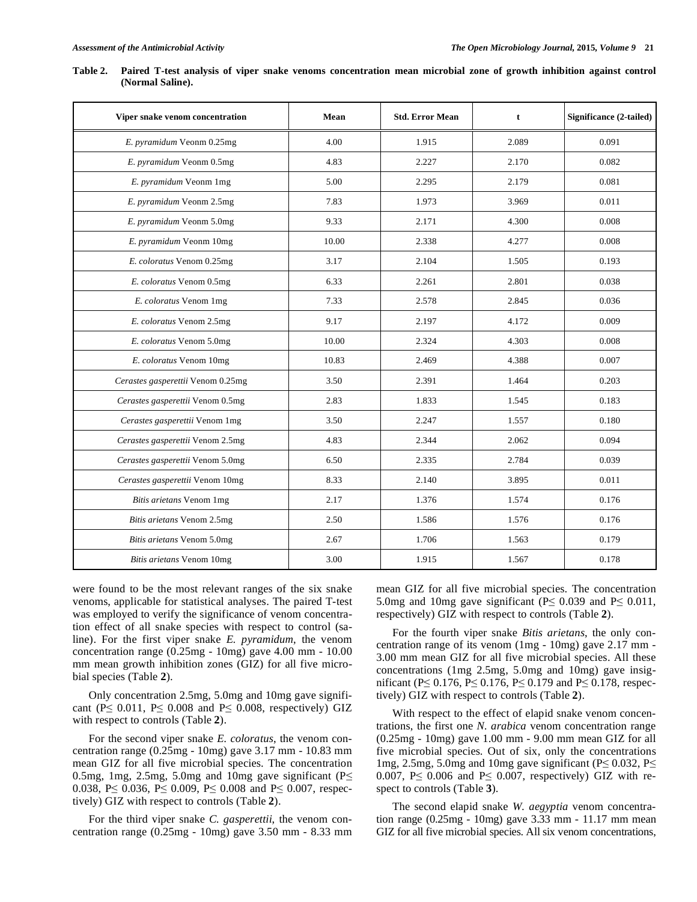**Table 2. Paired T-test analysis of viper snake venoms concentration mean microbial zone of growth inhibition against control (Normal Saline).**

| Viper snake venom concentration | Mean | Std. Error Mean | t | Significance (2-tailed) |
|---|---|---|---|---|
| *E. pyramidum* Veonm 0.25mg | 4.00 | 1.915 | 2.089 | 0.091 |
| *E. pyramidum* Veonm 0.5mg | 4.83 | 2.227 | 2.170 | 0.082 |
| *E. pyramidum* Veonm 1mg | 5.00 | 2.295 | 2.179 | 0.081 |
| *E. pyramidum* Veonm 2.5mg | 7.83 | 1.973 | 3.969 | 0.011 |
| *E. pyramidum* Veonm 5.0mg | 9.33 | 2.171 | 4.300 | 0.008 |
| *E. pyramidum* Veonm 10mg | 10.00 | 2.338 | 4.277 | 0.008 |
| *E. coloratus* Venom 0.25mg | 3.17 | 2.104 | 1.505 | 0.193 |
| *E. coloratus* Venom 0.5mg | 6.33 | 2.261 | 2.801 | 0.038 |
| *E. coloratus* Venom 1mg | 7.33 | 2.578 | 2.845 | 0.036 |
| *E. coloratus* Venom 2.5mg | 9.17 | 2.197 | 4.172 | 0.009 |
| *E. coloratus* Venom 5.0mg | 10.00 | 2.324 | 4.303 | 0.008 |
| *E. coloratus* Venom 10mg | 10.83 | 2.469 | 4.388 | 0.007 |
| *Cerastes gasperettii* Venom 0.25mg | 3.50 | 2.391 | 1.464 | 0.203 |
| *Cerastes gasperettii* Venom 0.5mg | 2.83 | 1.833 | 1.545 | 0.183 |
| *Cerastes gasperettii* Venom 1mg | 3.50 | 2.247 | 1.557 | 0.180 |
| *Cerastes gasperettii* Venom 2.5mg | 4.83 | 2.344 | 2.062 | 0.094 |
| *Cerastes gasperettii* Venom 5.0mg | 6.50 | 2.335 | 2.784 | 0.039 |
| *Cerastes gasperettii* Venom 10mg | 8.33 | 2.140 | 3.895 | 0.011 |
| *Bitis arietans* Venom 1mg | 2.17 | 1.376 | 1.574 | 0.176 |
| *Bitis arietans* Venom 2.5mg | 2.50 | 1.586 | 1.576 | 0.176 |
| *Bitis arietans* Venom 5.0mg | 2.67 | 1.706 | 1.563 | 0.179 |
| *Bitis arietans* Venom 10mg | 3.00 | 1.915 | 1.567 | 0.178 |

were found to be the most relevant ranges of the six snake venoms, applicable for statistical analyses. The paired T-test was employed to verify the significance of venom concentration effect of all snake species with respect to control (saline). For the first viper snake *E. pyramidum*, the venom concentration range (0.25mg - 10mg) gave 4.00 mm - 10.00 mm mean growth inhibition zones (GIZ) for all five microbial species (Table **2**).

Only concentration 2.5mg, 5.0mg and 10mg gave significant ($P \leq 0.011$, $P \leq 0.008$ and $P \leq 0.008$, respectively) GIZ with respect to controls (Table **2**).

For the second viper snake *E. coloratus*, the venom concentration range (0.25mg - 10mg) gave 3.17 mm - 10.83 mm mean GIZ for all five microbial species. The concentration 0.5mg, 1mg, 2.5mg, 5.0mg and 10mg gave significant ($P \leq 0.038$, $P \leq 0.036$, $P \leq 0.009$, $P \leq 0.008$ and $P \leq 0.007$, respectively) GIZ with respect to controls (Table **2**).

For the third viper snake *C. gasperettii*, the venom concentration range (0.25mg - 10mg) gave 3.50 mm - 8.33 mm mean GIZ for all five microbial species. The concentration 5.0mg and 10mg gave significant ($P \leq 0.039$ and $P \leq 0.011$, respectively) GIZ with respect to controls (Table **2**).

For the fourth viper snake *Bitis arietans*, the only concentration range of its venom (1mg - 10mg) gave 2.17 mm - 3.00 mm mean GIZ for all five microbial species. All these concentrations (1mg 2.5mg, 5.0mg and 10mg) gave insignificant ($P \leq 0.176$, $P \leq 0.176$, $P \leq 0.179$ and $P \leq 0.178$, respectively) GIZ with respect to controls (Table **2**).

With respect to the effect of elapid snake venom concentrations, the first one *N. arabica* venom concentration range (0.25mg - 10mg) gave 1.00 mm - 9.00 mm mean GIZ for all five microbial species. Out of six, only the concentrations 1mg, 2.5mg, 5.0mg and 10mg gave significant ($P \leq 0.032$, $P \leq 0.007$, $P \leq 0.006$ and $P \leq 0.007$, respectively) GIZ with respect to controls (Table **3**).

The second elapid snake *W. aegyptia* venom concentration range (0.25mg - 10mg) gave 3.33 mm - 11.17 mm mean GIZ for all five microbial species. All six venom concentrations,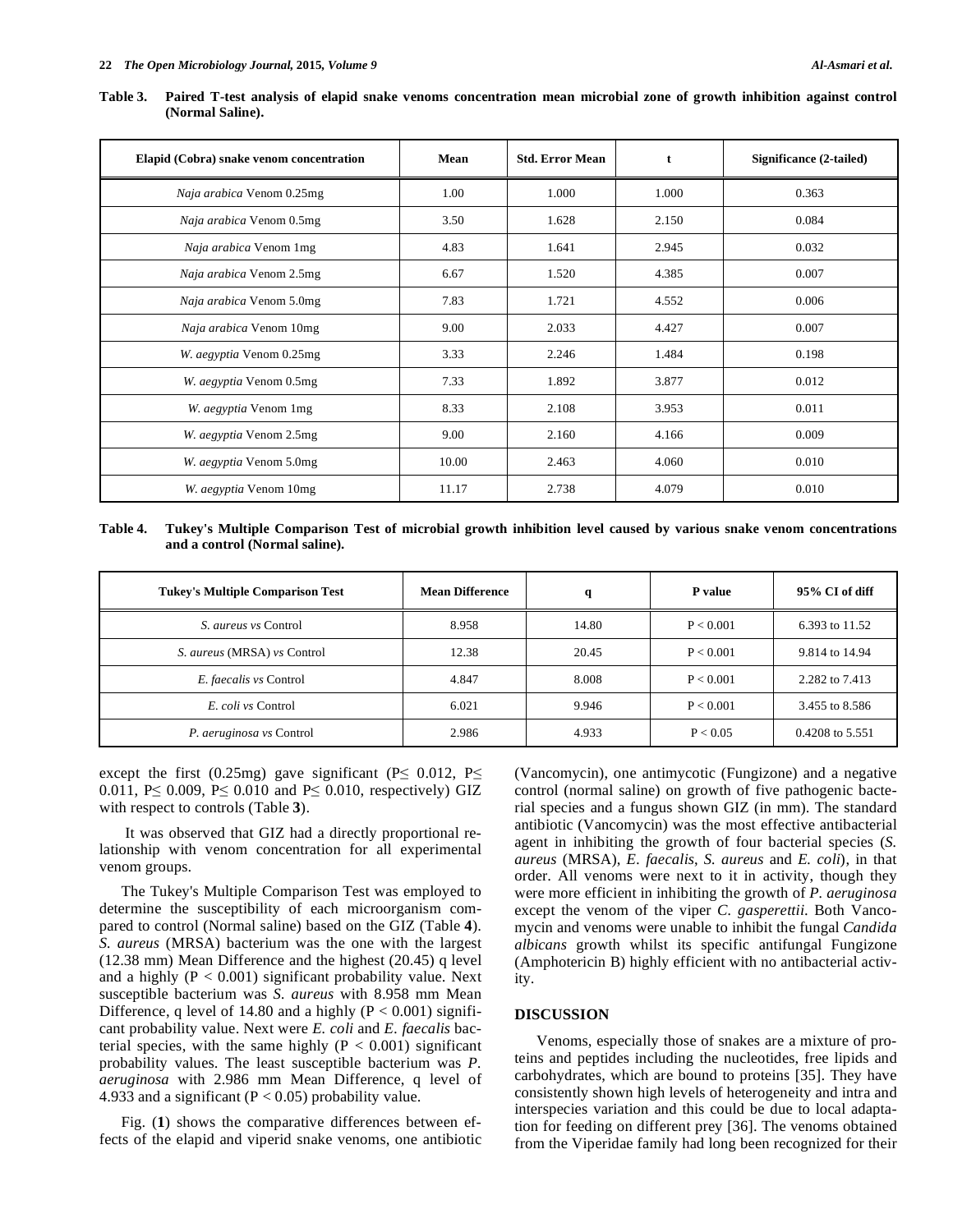**Table 3. Paired T-test analysis of elapid snake venoms concentration mean microbial zone of growth inhibition against control (Normal Saline).**

| Elapid (Cobra) snake venom concentration | Mean | Std. Error Mean | t | Significance (2-tailed) |
|---|---|---|---|---|
| *Naja arabica* Venom 0.25mg | 1.00 | 1.000 | 1.000 | 0.363 |
| *Naja arabica* Venom 0.5mg | 3.50 | 1.628 | 2.150 | 0.084 |
| *Naja arabica* Venom 1mg | 4.83 | 1.641 | 2.945 | 0.032 |
| *Naja arabica* Venom 2.5mg | 6.67 | 1.520 | 4.385 | 0.007 |
| *Naja arabica* Venom 5.0mg | 7.83 | 1.721 | 4.552 | 0.006 |
| *Naja arabica* Venom 10mg | 9.00 | 2.033 | 4.427 | 0.007 |
| *W. aegyptia* Venom 0.25mg | 3.33 | 2.246 | 1.484 | 0.198 |
| *W. aegyptia* Venom 0.5mg | 7.33 | 1.892 | 3.877 | 0.012 |
| *W. aegyptia* Venom 1mg | 8.33 | 2.108 | 3.953 | 0.011 |
| *W. aegyptia* Venom 2.5mg | 9.00 | 2.160 | 4.166 | 0.009 |
| *W. aegyptia* Venom 5.0mg | 10.00 | 2.463 | 4.060 | 0.010 |
| *W. aegyptia* Venom 10mg | 11.17 | 2.738 | 4.079 | 0.010 |

**Table 4. Tukey's Multiple Comparison Test of microbial growth inhibition level caused by various snake venom concentrations and a control (Normal saline).**

| Tukey's Multiple Comparison Test | Mean Difference | q | P value | 95% CI of diff |
|---|---|---|---|---|
| *S. aureus vs* Control | 8.958 | 14.80 | P < 0.001 | 6.393 to 11.52 |
| *S. aureus* (MRSA) *vs* Control | 12.38 | 20.45 | P < 0.001 | 9.814 to 14.94 |
| *E. faecalis vs* Control | 4.847 | 8.008 | P < 0.001 | 2.282 to 7.413 |
| *E. coli vs* Control | 6.021 | 9.946 | P < 0.001 | 3.455 to 8.586 |
| *P. aeruginosa vs* Control | 2.986 | 4.933 | P < 0.05 | 0.4208 to 5.551 |

except the first (0.25mg) gave significant ($P \leq 0.012$, $P \leq 0.011$, $P \leq 0.009$, $P \leq 0.010$ and $P \leq 0.010$, respectively) GIZ with respect to controls (Table **3**).

It was observed that GIZ had a directly proportional relationship with venom concentration for all experimental venom groups.

The Tukey's Multiple Comparison Test was employed to determine the susceptibility of each microorganism compared to control (Normal saline) based on the GIZ (Table **4**). *S. aureus* (MRSA) bacterium was the one with the largest (12.38 mm) Mean Difference and the highest (20.45) q level and a highly ($P < 0.001$) significant probability value. Next susceptible bacterium was *S. aureus* with 8.958 mm Mean Difference, q level of 14.80 and a highly ($P < 0.001$) significant probability value. Next were *E. coli* and *E. faecalis* bacterial species, with the same highly ($P < 0.001$) significant probability values. The least susceptible bacterium was *P. aeruginosa* with 2.986 mm Mean Difference, q level of 4.933 and a significant ($P < 0.05$) probability value.

Fig. (**1**) shows the comparative differences between effects of the elapid and viperid snake venoms, one antibiotic (Vancomycin), one antimycotic (Fungizone) and a negative control (normal saline) on growth of five pathogenic bacterial species and a fungus shown GIZ (in mm). The standard antibiotic (Vancomycin) was the most effective antibacterial agent in inhibiting the growth of four bacterial species (*S. aureus* (MRSA), *E. faecalis*, *S. aureus* and *E. coli*), in that order. All venoms were next to it in activity, though they were more efficient in inhibiting the growth of *P. aeruginosa* except the venom of the viper *C. gasperettii*. Both Vancomycin and venoms were unable to inhibit the fungal *Candida albicans* growth whilst its specific antifungal Fungizone (Amphotericin B) highly efficient with no antibacterial activity.

## DISCUSSION

Venoms, especially those of snakes are a mixture of proteins and peptides including the nucleotides, free lipids and carbohydrates, which are bound to proteins [35]. They have consistently shown high levels of heterogeneity and intra and interspecies variation and this could be due to local adaptation for feeding on different prey [36]. The venoms obtained from the Viperidae family had long been recognized for their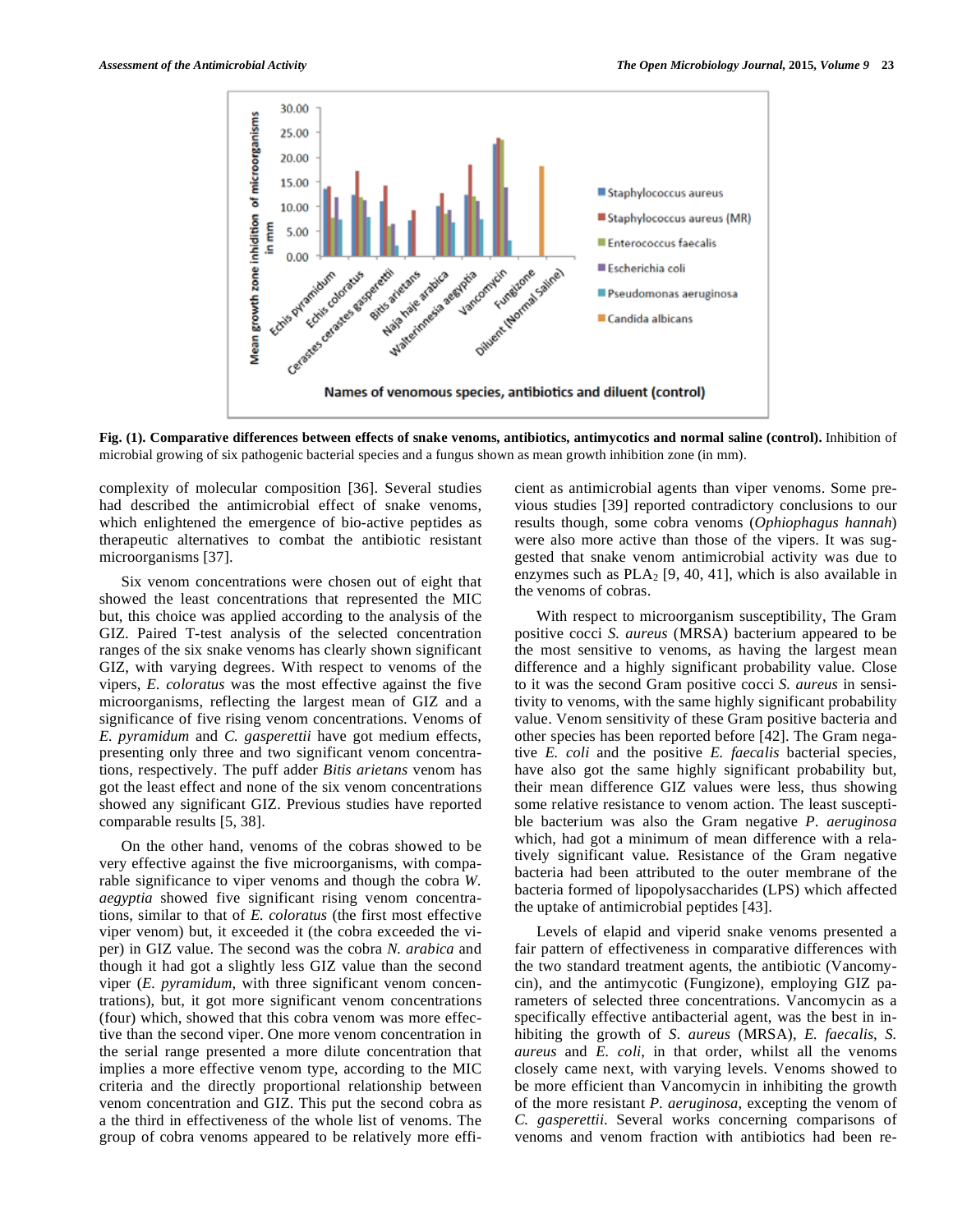Mean growth zone inhidition of microorganisms in mm

30.00
25.00
20.00
15.00
10.00
5.00
0.00

Echis pyramidum
Echis coloratus
Cerastes cerastes gasperettii
Bitis arietans
Naja haje arabica
Walterinnesia aegyptia
Vancomycin
Fungizone
Diluent (Normal Saline)

Staphylococcus aureus
Staphylococcus aureus (MR)
Enterococcus faecalis
Escherichia coli
Pseudomonas aeruginosa
Candida albicans

Names of venomous species, antibiotics and diluent (control)

**Fig. (1). Comparative differences between effects of snake venoms, antibiotics, antimycotics and normal saline (control).** Inhibition of microbial growing of six pathogenic bacterial species and a fungus shown as mean growth inhibition zone (in mm).

complexity of molecular composition [36]. Several studies had described the antimicrobial effect of snake venoms, which enlightened the emergence of bio-active peptides as therapeutic alternatives to combat the antibiotic resistant microorganisms [37].

Six venom concentrations were chosen out of eight that showed the least concentrations that represented the MIC but, this choice was applied according to the analysis of the GIZ. Paired T-test analysis of the selected concentration ranges of the six snake venoms has clearly shown significant GIZ, with varying degrees. With respect to venoms of the vipers, *E. coloratus* was the most effective against the five microorganisms, reflecting the largest mean of GIZ and a significance of five rising venom concentrations. Venoms of *E. pyramidum* and *C. gasperettii* have got medium effects, presenting only three and two significant venom concentrations, respectively. The puff adder *Bitis arietans* venom has got the least effect and none of the six venom concentrations showed any significant GIZ. Previous studies have reported comparable results [5, 38].

On the other hand, venoms of the cobras showed to be very effective against the five microorganisms, with comparable significance to viper venoms and though the cobra *W. aegyptia* showed five significant rising venom concentrations, similar to that of *E. coloratus* (the first most effective viper venom) but, it exceeded it (the cobra exceeded the viper) in GIZ value. The second was the cobra *N. arabica* and though it had got a slightly less GIZ value than the second viper (*E. pyramidum*, with three significant venom concentrations), but, it got more significant venom concentrations (four) which, showed that this cobra venom was more effective than the second viper. One more venom concentration in the serial range presented a more dilute concentration that implies a more effective venom type, according to the MIC criteria and the directly proportional relationship between venom concentration and GIZ. This put the second cobra as a the third in effectiveness of the whole list of venoms. The group of cobra venoms appeared to be relatively more efficient as antimicrobial agents than viper venoms. Some previous studies [39] reported contradictory conclusions to our results though, some cobra venoms (*Ophiophagus hannah*) were also more active than those of the vipers. It was suggested that snake venom antimicrobial activity was due to enzymes such as $PLA_2$ [9, 40, 41], which is also available in the venoms of cobras.

With respect to microorganism susceptibility, The Gram positive cocci *S. aureus* (MRSA) bacterium appeared to be the most sensitive to venoms, as having the largest mean difference and a highly significant probability value. Close to it was the second Gram positive cocci *S. aureus* in sensitivity to venoms, with the same highly significant probability value. Venom sensitivity of these Gram positive bacteria and other species has been reported before [42]. The Gram negative *E. coli* and the positive *E. faecalis* bacterial species, have also got the same highly significant probability but, their mean difference GIZ values were less, thus showing some relative resistance to venom action. The least susceptible bacterium was also the Gram negative *P. aeruginosa* which, had got a minimum of mean difference with a relatively significant value. Resistance of the Gram negative bacteria had been attributed to the outer membrane of the bacteria formed of lipopolysaccharides (LPS) which affected the uptake of antimicrobial peptides [43].

Levels of elapid and viperid snake venoms presented a fair pattern of effectiveness in comparative differences with the two standard treatment agents, the antibiotic (Vancomycin), and the antimycotic (Fungizone), employing GIZ parameters of selected three concentrations. Vancomycin as a specifically effective antibacterial agent, was the best in inhibiting the growth of *S. aureus* (MRSA), *E. faecalis*, *S. aureus* and *E. coli*, in that order, whilst all the venoms closely came next, with varying levels. Venoms showed to be more efficient than Vancomycin in inhibiting the growth of the more resistant *P. aeruginosa*, excepting the venom of *C. gasperettii*. Several works concerning comparisons of venoms and venom fraction with antibiotics had been re-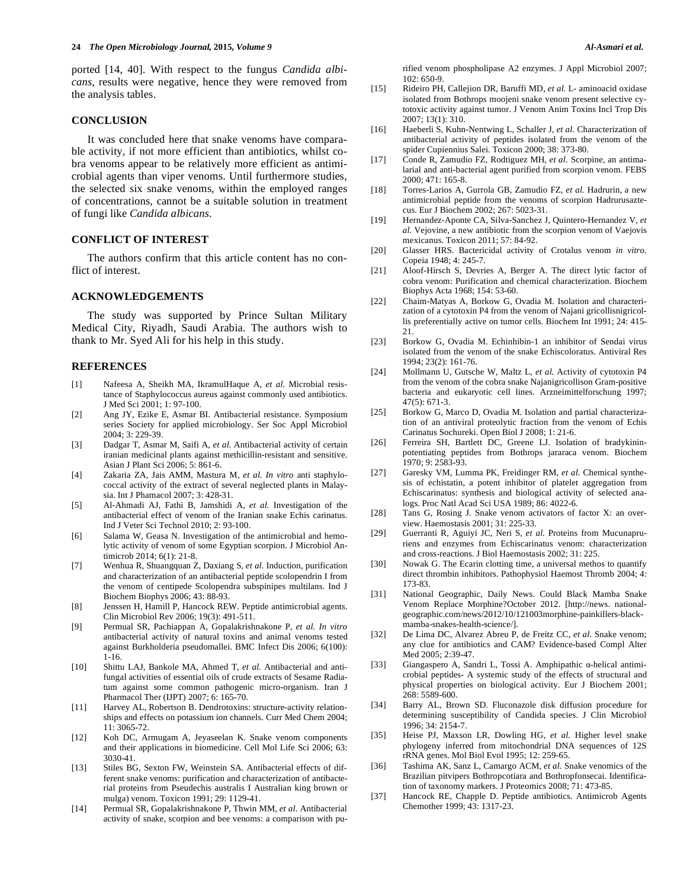ported [14, 40]. With respect to the fungus *Candida albicans*, results were negative, hence they were removed from the analysis tables.

## CONCLUSION

It was concluded here that snake venoms have comparable activity, if not more efficient than antibiotics, whilst cobra venoms appear to be relatively more efficient as antimicrobial agents than viper venoms. Until furthermore studies, the selected six snake venoms, within the employed ranges of concentrations, cannot be a suitable solution in treatment of fungi like *Candida albicans*.

## CONFLICT OF INTEREST

The authors confirm that this article content has no conflict of interest.

## ACKNOWLEDGEMENTS

The study was supported by Prince Sultan Military Medical City, Riyadh, Saudi Arabia. The authors wish to thank to Mr. Syed Ali for his help in this study.

## REFERENCES

[1] Nafeesa A, Sheikh MA, IkramulHaque A, *et al.* Microbial resistance of Staphylococcus aureus against commonly used antibiotics. J Med Sci 2001; 1: 97-100.

[2] Ang JY, Ezike E, Asmar BI. Antibacterial resistance. Symposium series Society for applied microbiology. Ser Soc Appl Microbiol 2004; 3: 229-39.

[3] Dadgar T, Asmar M, Saifi A, *et al.* Antibacterial activity of certain iranian medicinal plants against methicillin-resistant and sensitive. Asian J Plant Sci 2006; 5: 861-6.

[4] Zakaria ZA, Jais AMM, Mastura M, *et al. In vitro* anti staphylococcal activity of the extract of several neglected plants in Malaysia. Int J Phamacol 2007; 3: 428-31.

[5] Al-Ahmadi AJ, Fathi B, Jamshidi A, *et al.* Investigation of the antibacterial effect of venom of the Iranian snake Echis carinatus. Ind J Veter Sci Technol 2010; 2: 93-100.

[6] Salama W, Geasa N. Investigation of the antimicrobial and hemolytic activity of venom of some Egyptian scorpion. J Microbiol Antimicrob 2014; 6(1): 21-8.

[7] Wenhua R, Shuangquan Z, Daxiang S, *et al.* Induction, purification and characterization of an antibacterial peptide scolopendrin I from the venom of centipede Scolopendra subspinipes multilans. Ind J Biochem Biophys 2006; 43: 88-93.

[8] Jenssen H, Hamill P, Hancock REW. Peptide antimicrobial agents. Clin Microbiol Rev 2006; 19(3): 491-511.

[9] Permual SR, Pachiappan A, Gopalakrishnakone P, *et al. In vitro* antibacterial activity of natural toxins and animal venoms tested against Burkholderia pseudomallei. BMC Infect Dis 2006; 6(100): 1-16.

[10] Shittu LAJ, Bankole MA, Ahmed T, *et al.* Antibacterial and antifungal activities of essential oils of crude extracts of Sesame Radiatum against some common pathogenic micro-organism. Iran J Pharmacol Ther (IJPT) 2007; 6: 165-70.

[11] Harvey AL, Robertson B. Dendrotoxins: structure-activity relationships and effects on potassium ion channels. Curr Med Chem 2004; 11: 3065-72.

[12] Koh DC, Armugam A, Jeyaseelan K. Snake venom components and their applications in biomedicine. Cell Mol Life Sci 2006; 63: 3030-41.

[13] Stiles BG, Sexton FW, Weinstein SA. Antibacterial effects of different snake venoms: purification and characterization of antibacterial proteins from Pseudechis australis I Australian king brown or mulga) venom. Toxicon 1991; 29: 1129-41.

[14] Permual SR, Gopalakrishnakone P, Thwin MM, *et al.* Antibacterial activity of snake, scorpion and bee venoms: a comparison with purified venom phospholipase A2 enzymes. J Appl Microbiol 2007; 102: 650-9.

[15] Rideiro PH, Callejion DR, Baruffi MD, *et al.* L- aminoacid oxidase isolated from Bothrops moojeni snake venom present selective cytotoxic activity against tumor. J Venom Anim Toxins Incl Trop Dis 2007; 13(1): 310.

[16] Haeberli S, Kuhn-Nentwing L, Schaller J, *et al.* Characterization of antibacterial activity of peptides isolated from the venom of the spider Cupiennius Salei. Toxicon 2000; 38: 373-80.

[17] Conde R, Zamudio FZ, Rodtiguez MH, *et al.* Scorpine, an antimalarial and anti-bacterial agent purified from scorpion venom. FEBS 2000; 471: 165-8.

[18] Torres-Larios A, Gurrola GB, Zamudio FZ, *et al.* Hadrurin, a new antimicrobial peptide from the venoms of scorpion Hadrurusaztecus. Eur J Biochem 2002; 267: 5023-31.

[19] Hernandez-Aponte CA, Silva-Sanchez J, Quintero-Hernandez V, *et al.* Vejovine, a new antibiotic from the scorpion venom of Vaejovis mexicanus. Toxicon 2011; 57: 84-92.

[20] Glasser HRS. Bactericidal activity of Crotalus venom *in vitro*. Copeia 1948; 4: 245-7.

[21] Aloof-Hirsch S, Devries A, Berger A. The direct lytic factor of cobra venom: Purification and chemical characterization. Biochem Biophys Acta 1968; 154: 53-60.

[22] Chaim-Matyas A, Borkow G, Ovadia M. Isolation and characterization of a cytotoxin P4 from the venom of Najani gricollisnigricollis preferentially active on tumor cells. Biochem Int 1991; 24: 415-21.

[23] Borkow G, Ovadia M. Echinhibin-1 an inhibitor of Sendai virus isolated from the venom of the snake Echiscoloratus. Antiviral Res 1994; 23(2): 161-76.

[24] Mollmann U, Gutsche W, Maltz L, *et al.* Activity of cytotoxin P4 from the venom of the cobra snake Najanigricollison Gram-positive bacteria and eukaryotic cell lines. Arzneimittelforschung 1997; 47(5): 671-3.

[25] Borkow G, Marco D, Ovadia M. Isolation and partial characterization of an antiviral proteolytic fraction from the venom of Echis Carinatus Sochureki. Open Biol J 2008; 1: 21-6.

[26] Ferreira SH, Bartlett DC, Greene LJ. Isolation of bradykinin-potentiating peptides from Bothrops jararaca venom. Biochem 1970; 9: 2583-93.

[27] Garesky VM, Lumma PK, Freidinger RM, *et al.* Chemical synthesis of echistatin, a potent inhibitor of platelet aggregation from Echiscarinatus: synthesis and biological activity of selected analogs. Proc Natl Acad Sci USA 1989; 86: 4022-6.

[28] Tans G, Rosing J. Snake venom activators of factor X: an overview. Haemostasis 2001; 31: 225-33.

[29] Guerranti R, Aguiyi JC, Neri S, *et al.* Proteins from Mucunapruriens and enzymes from Echiscarinatus venom: characterization and cross-reactions. J Biol Haemostasis 2002; 31: 225.

[30] Nowak G. The Ecarin clotting time, a universal methos to quantify direct thrombin inhibitors. Pathophysiol Haemost Thromb 2004; 4: 173-83.

[31] National Geographic, Daily News. Could Black Mamba Snake Venom Replace Morphine?October 2012. [http://news. nationalgeographic.com/news/2012/10/121003morphine-painkillers-black-mamba-snakes-health-science/].

[32] De Lima DC, Alvarez Abreu P, de Freitz CC, *et al.* Snake venom; any clue for antibiotics and CAM? Evidence-based Compl Alter Med 2005; 2:39-47.

[33] Giangaspero A, Sandri L, Tossi A. Amphipathic α-helical antimicrobial peptides- A systemic study of the effects of structural and physical properties on biological activity. Eur J Biochem 2001; 268: 5589-600.

[34] Barry AL, Brown SD. Fluconazole disk diffusion procedure for determining susceptibility of Candida species. J Clin Microbiol 1996; 34: 2154-7.

[35] Heise PJ, Maxson LR, Dowling HG, *et al.* Higher level snake phylogeny inferred from mitochondrial DNA sequences of 12S rRNA genes. Mol Biol Evol 1995; 12: 259-65.

[36] Tashima AK, Sanz L, Camargo ACM, *et al.* Snake venomics of the Brazilian pitvipers Bothropcotiara and Bothropfonsecai. Identification of taxonomy markers. J Proteomics 2008; 71: 473-85.

[37] Hancock RE, Chapple D. Peptide antibiotics. Antimicrob Agents Chemother 1999; 43: 1317-23.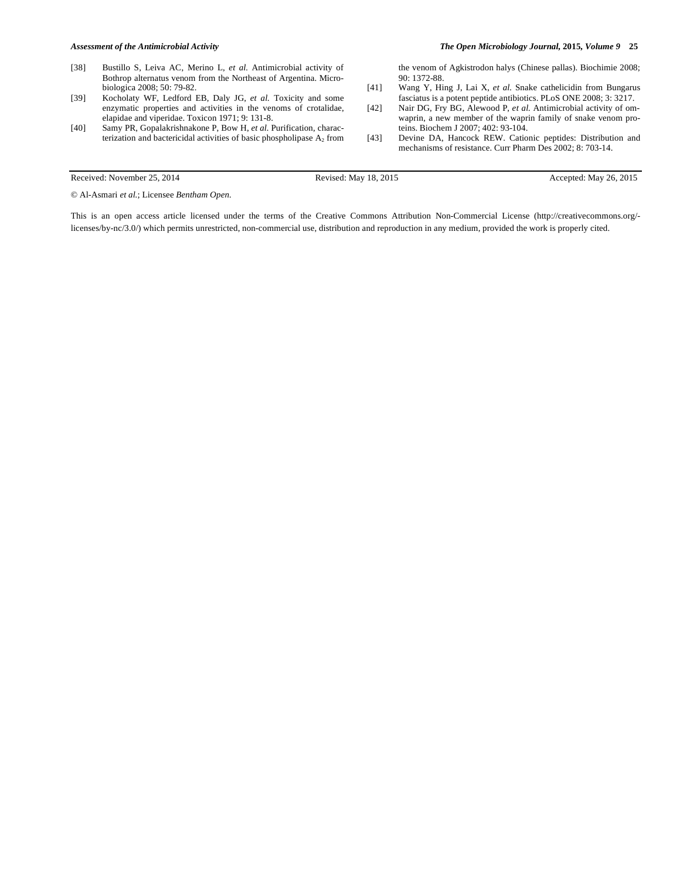[38] Bustillo S, Leiva AC, Merino L, *et al.* Antimicrobial activity of Bothrop alternatus venom from the Northeast of Argentina. Microbiologica 2008; 50: 79-82.

[39] Kocholaty WF, Ledford EB, Daly JG, *et al.* Toxicity and some enzymatic properties and activities in the venoms of crotalidae, elapidae and viperidae. Toxicon 1971; 9: 131-8.

[40] Samy PR, Gopalakrishnakone P, Bow H, *et al.* Purification, characterization and bactericidal activities of basic phospholipase $A_2$ from the venom of Agkistrodon halys (Chinese pallas). Biochimie 2008; 90: 1372-88.

[41] Wang Y, Hing J, Lai X, *et al.* Snake cathelicidin from Bungarus fasciatus is a potent peptide antibiotics. PLoS ONE 2008; 3: 3217.

[42] Nair DG, Fry BG, Alewood P, *et al.* Antimicrobial activity of omwaprin, a new member of the waprin family of snake venom proteins. Biochem J 2007; 402: 93-104.

[43] Devine DA, Hancock REW. Cationic peptides: Distribution and mechanisms of resistance. Curr Pharm Des 2002; 8: 703-14.

Received: November 25, 2014 Revised: May 18, 2015 Accepted: May 26, 2015

© Al-Asmari *et al.*; Licensee *Bentham Open.*

This is an open access article licensed under the terms of the Creative Commons Attribution Non-Commercial License (http://creativecommons.org/-licenses/by-nc/3.0/) which permits unrestricted, non-commercial use, distribution and reproduction in any medium, provided the work is properly cited.